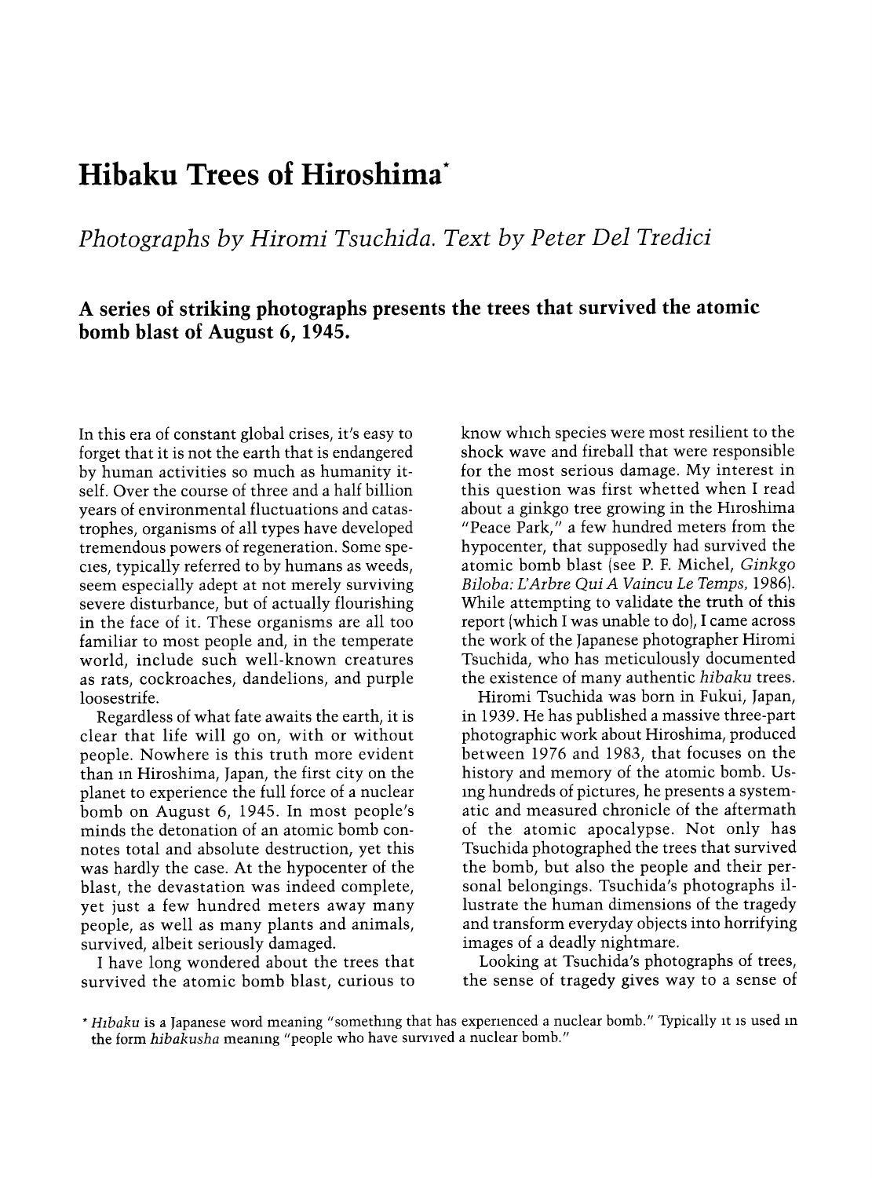# Hibaku Trees of Hiroshima*

*Photographs by Hiromi Tsuchida. Text by Peter Del Tredici*

**A series of striking photographs presents the trees that survived the atomic bomb blast of August 6, 1945.**

In this era of constant global crises, it's easy to forget that it is not the earth that is endangered by human activities so much as humanity itself. Over the course of three and a half billion years of environmental fluctuations and catastrophes, organisms of all types have developed tremendous powers of regeneration. Some species, typically referred to by humans as weeds, seem especially adept at not merely surviving severe disturbance, but of actually flourishing in the face of it. These organisms are all too familiar to most people and, in the temperate world, include such well-known creatures as rats, cockroaches, dandelions, and purple loosestrife.

Regardless of what fate awaits the earth, it is clear that life will go on, with or without people. Nowhere is this truth more evident than in Hiroshima, Japan, the first city on the planet to experience the full force of a nuclear bomb on August 6, 1945. In most people's minds the detonation of an atomic bomb connotes total and absolute destruction, yet this was hardly the case. At the hypocenter of the blast, the devastation was indeed complete, yet just a few hundred meters away many people, as well as many plants and animals, survived, albeit seriously damaged.

I have long wondered about the trees that survived the atomic bomb blast, curious to know which species were most resilient to the shock wave and fireball that were responsible for the most serious damage. My interest in this question was first whetted when I read about a ginkgo tree growing in the Hiroshima "Peace Park," a few hundred meters from the hypocenter, that supposedly had survived the atomic bomb blast (see P. F. Michel, *Ginkgo Biloba: L'Arbre Qui A Vaincu Le Temps*, 1986). While attempting to validate the truth of this report (which I was unable to do), I came across the work of the Japanese photographer Hiromi Tsuchida, who has meticulously documented the existence of many authentic *hibaku* trees.

Hiromi Tsuchida was born in Fukui, Japan, in 1939. He has published a massive three-part photographic work about Hiroshima, produced between 1976 and 1983, that focuses on the history and memory of the atomic bomb. Using hundreds of pictures, he presents a systematic and measured chronicle of the aftermath of the atomic apocalypse. Not only has Tsuchida photographed the trees that survived the bomb, but also the people and their personal belongings. Tsuchida's photographs illustrate the human dimensions of the tragedy and transform everyday objects into horrifying images of a deadly nightmare.

Looking at Tsuchida's photographs of trees, the sense of tragedy gives way to a sense of

\* *Hibaku* is a Japanese word meaning "something that has experienced a nuclear bomb." Typically it is used in the form *hibakusha* meaning "people who have survived a nuclear bomb."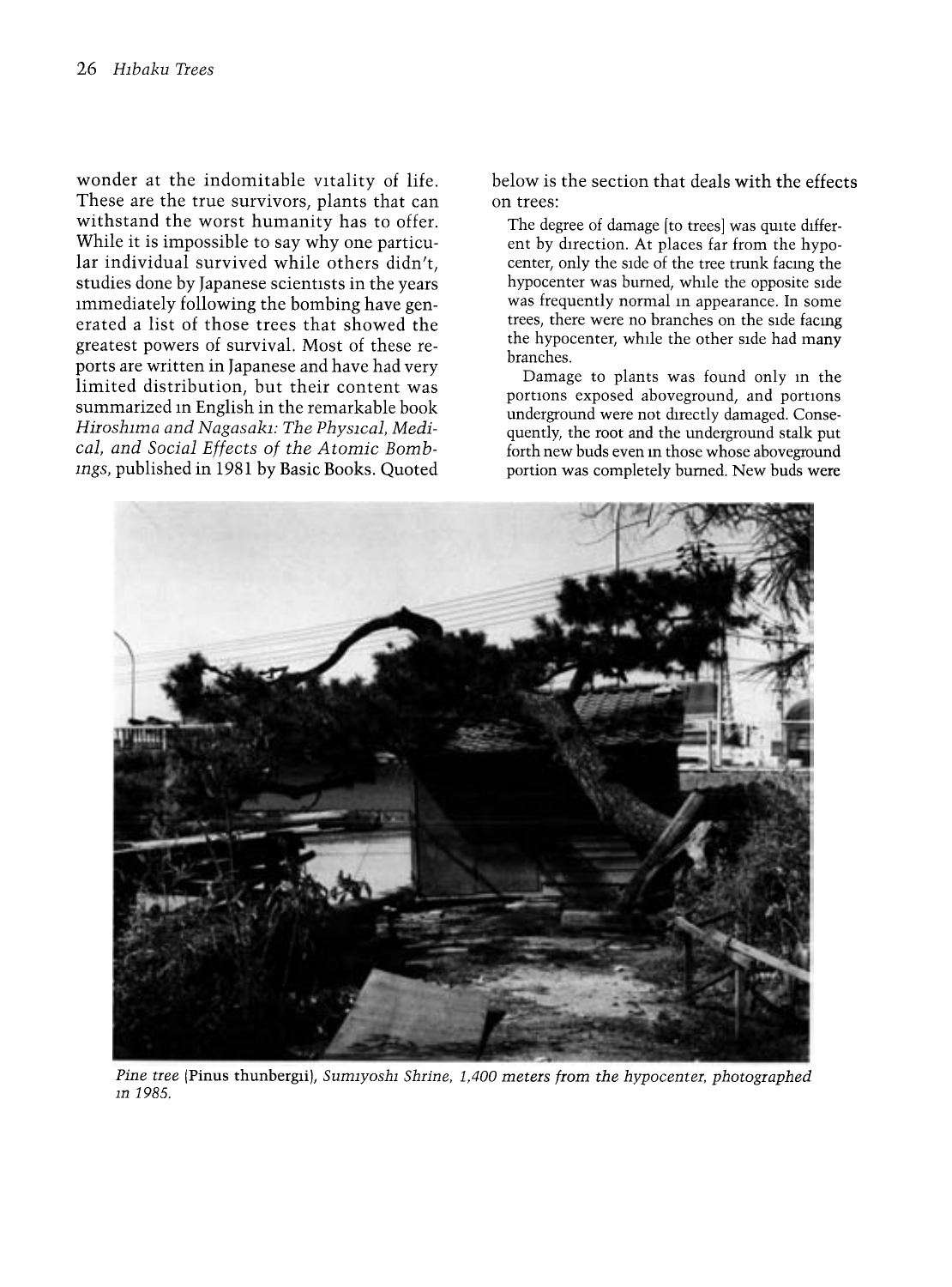wonder at the indomitable vitality of life. These are the true survivors, plants that can withstand the worst humanity has to offer. While it is impossible to say why one particular individual survived while others didn't, studies done by Japanese scientists in the years immediately following the bombing have generated a list of those trees that showed the greatest powers of survival. Most of these reports are written in Japanese and have had very limited distribution, but their content was summarized in English in the remarkable book *Hiroshima and Nagasaki: The Physical, Medical, and Social Effects of the Atomic Bombings*, published in 1981 by Basic Books. Quoted below is the section that deals with the effects on trees:

> The degree of damage [to trees] was quite different by direction. At places far from the hypocenter, only the side of the tree trunk facing the hypocenter was burned, while the opposite side was frequently normal in appearance. In some trees, there were no branches on the side facing the hypocenter, while the other side had many branches.
>
> Damage to plants was found only in the portions exposed aboveground, and portions underground were not directly damaged. Consequently, the root and the underground stalk put forth new buds even in those whose aboveground portion was completely burned. New buds were

*Pine tree* (Pinus thunbergii), *Sumiyoshi Shrine, 1,400 meters from the hypocenter, photographed in 1985.*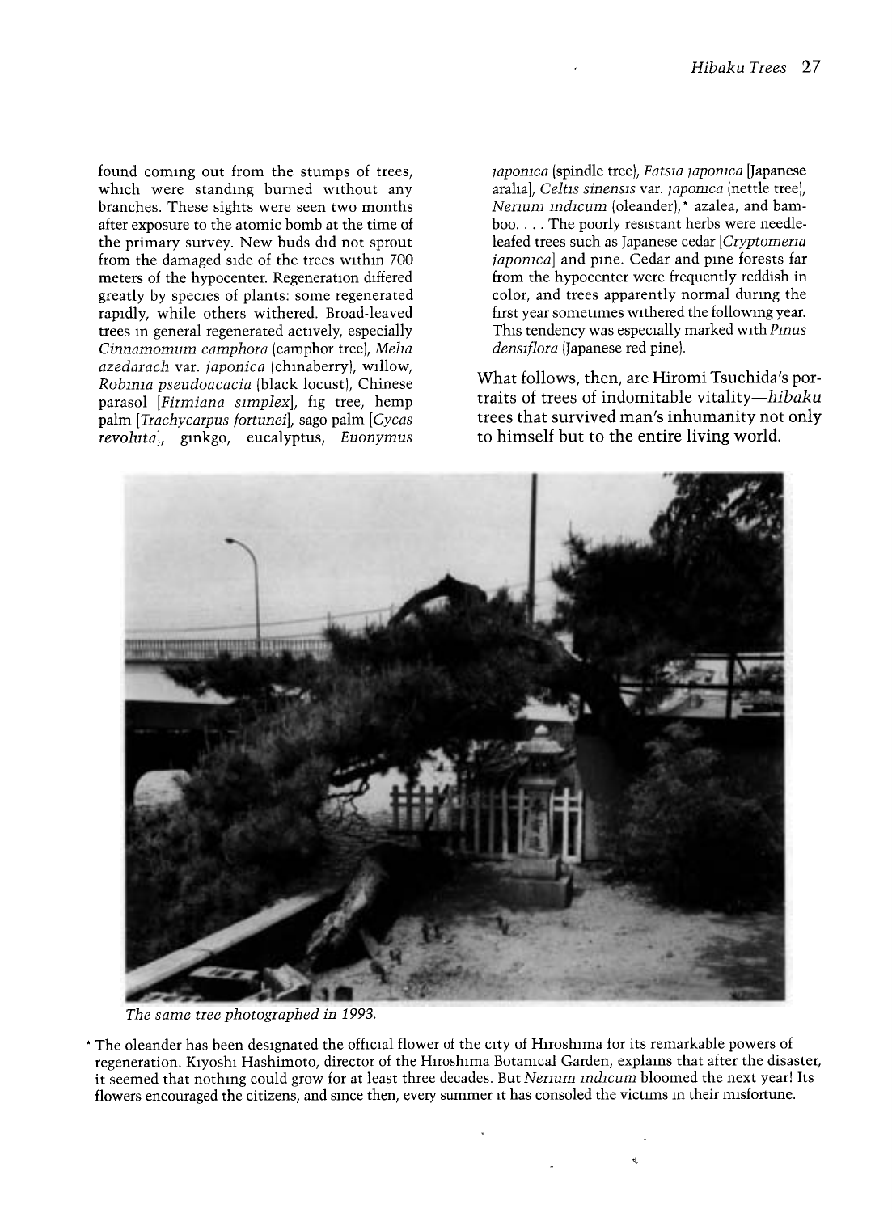found coming out from the stumps of trees, which were standing burned without any branches. These sights were seen two months after exposure to the atomic bomb at the time of the primary survey. New buds did not sprout from the damaged side of the trees within 700 meters of the hypocenter. Regeneration differed greatly by species of plants: some regenerated rapidly, while others withered. Broad-leaved trees in general regenerated actively, especially *Cinnamomum camphora* (camphor tree), *Melia azedarach* var. *japonica* (chinaberry), willow, *Robinia pseudoacacia* (black locust), Chinese parasol [*Firmiana simplex*], fig tree, hemp palm [*Trachycarpus fortunei*], sago palm [*Cycas revoluta*], ginkgo, eucalyptus, *Euonymus japonica* (spindle tree), *Fatsia japonica* (Japanese aralia), *Celtis sinensis* var. *japonica* (nettle tree), *Nerium indicum* (oleander),* azalea, and bamboo. . . . The poorly resistant herbs were needle-leafed trees such as Japanese cedar [*Cryptomeria japonica*] and pine. Cedar and pine forests far from the hypocenter were frequently reddish in color, and trees apparently normal during the first year sometimes withered the following year. This tendency was especially marked with *Pinus densiflora* (Japanese red pine).

What follows, then, are Hiromi Tsuchida's portraits of trees of indomitable vitality—*hibaku* trees that survived man's inhumanity not only to himself but to the entire living world.

*The same tree photographed in 1993.*

* The oleander has been designated the official flower of the city of Hiroshima for its remarkable powers of regeneration. Kiyoshi Hashimoto, director of the Hiroshima Botanical Garden, explains that after the disaster, it seemed that nothing could grow for at least three decades. But *Nerium indicum* bloomed the next year! Its flowers encouraged the citizens, and since then, every summer it has consoled the victims in their misfortune.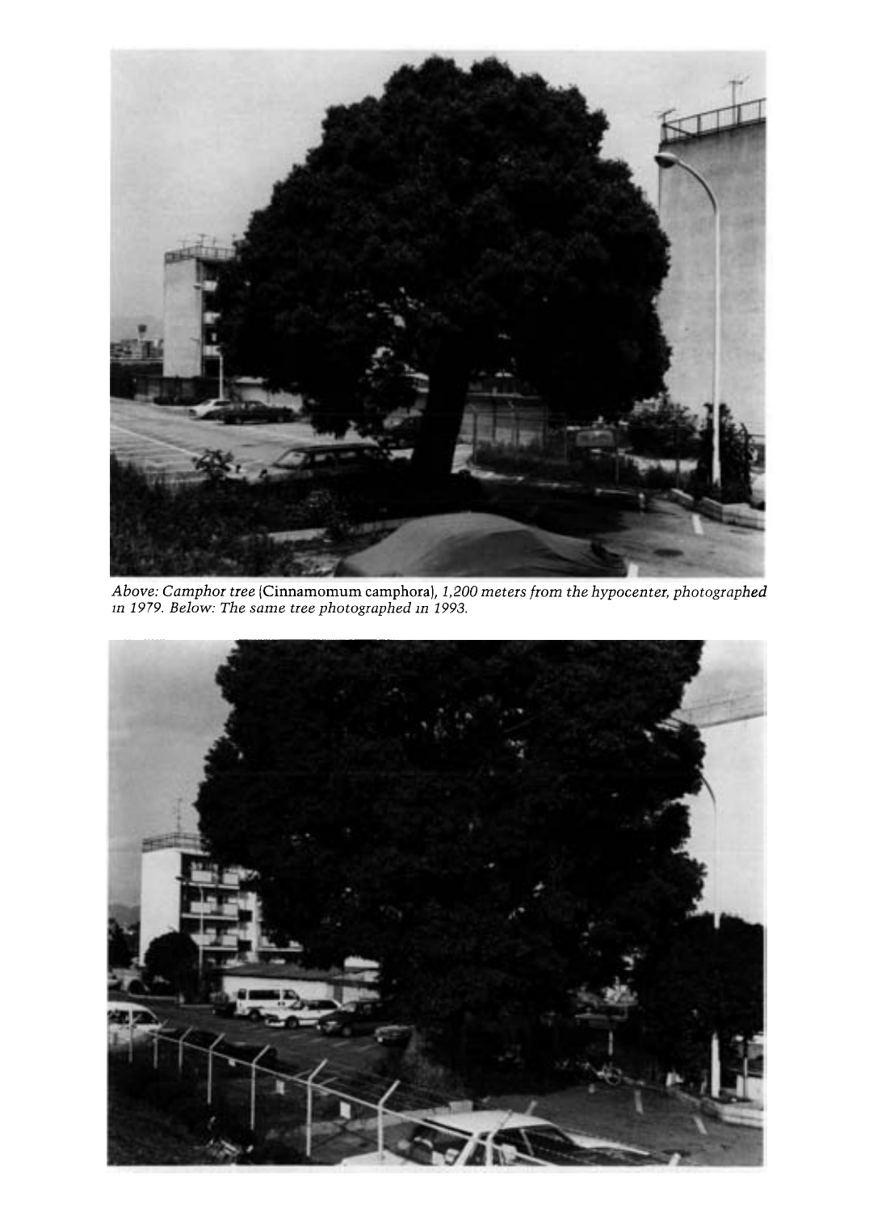*Above: Camphor tree* (Cinnamomum camphora), *1,200 meters from the hypocenter, photographed in 1979. Below: The same tree photographed in 1993.*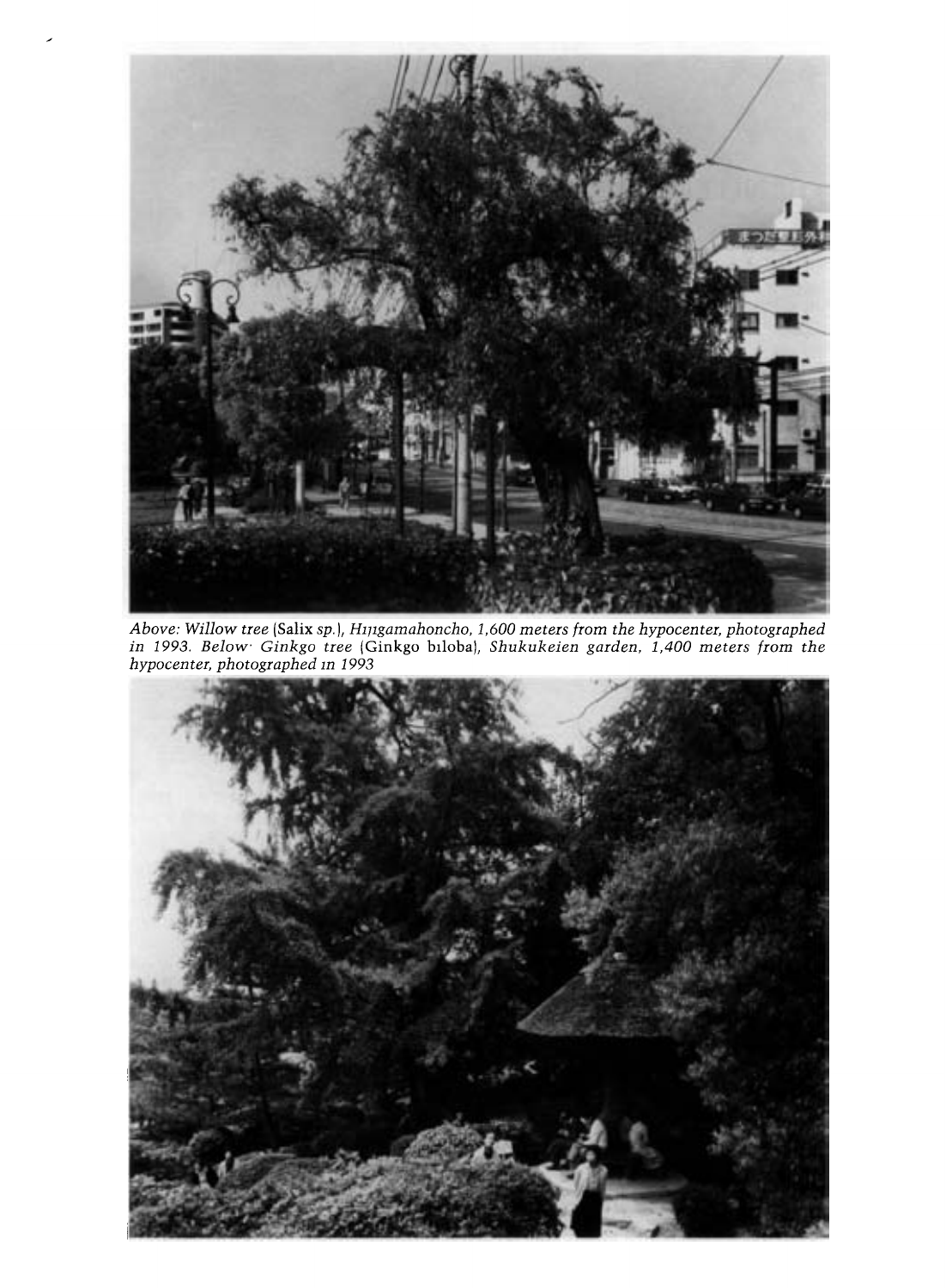*Above: Willow tree (*Salix *sp.), Hijigamahoncho, 1,600 meters from the hypocenter, photographed in 1993. Below: Ginkgo tree (*Ginkgo biloba*), Shukukeien garden, 1,400 meters from the hypocenter, photographed in 1993*